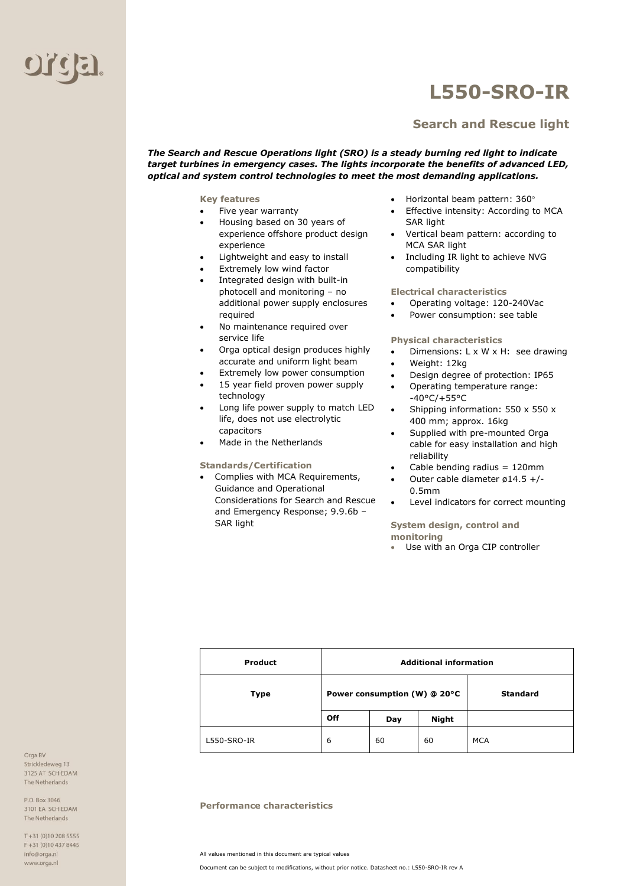# L550-SRO-IR

## Search and Rescue light

***The Search and Rescue Operations light (SRO) is a steady burning red light to indicate target turbines in emergency cases. The lights incorporate the benefits of advanced LED, optical and system control technologies to meet the most demanding applications.***

### Key features

- Five year warranty
- Housing based on 30 years of experience offshore product design experience
- Lightweight and easy to install
- Extremely low wind factor
- Integrated design with built-in photocell and monitoring – no additional power supply enclosures required
- No maintenance required over service life
- Orga optical design produces highly accurate and uniform light beam
- Extremely low power consumption
- 15 year field proven power supply technology
- Long life power supply to match LED life, does not use electrolytic capacitors
- Made in the Netherlands

### Standards/Certification

- Complies with MCA Requirements, Guidance and Operational Considerations for Search and Rescue and Emergency Response; 9.9.6b – SAR light

- Horizontal beam pattern: 360°
- Effective intensity: According to MCA SAR light
- Vertical beam pattern: according to MCA SAR light
- Including IR light to achieve NVG compatibility

### Electrical characteristics

- Operating voltage: 120-240Vac
- Power consumption: see table

### Physical characteristics

- Dimensions: L x W x H: see drawing
- Weight: 12kg
- Design degree of protection: IP65
- Operating temperature range: -40°C/+55°C
- Shipping information: 550 x 550 x 400 mm; approx. 16kg
- Supplied with pre-mounted Orga cable for easy installation and high reliability
- Cable bending radius = 120mm
- Outer cable diameter ø14.5 +/- 0.5mm
- Level indicators for correct mounting

### System design, control and monitoring

- Use with an Orga CIP controller

| Product | Additional information | | | |
|---|---|---|---|---|
| Type | Power consumption (W) @ 20°C | | | Standard |
| | Off | Day | Night | |
| L550-SRO-IR | 6 | 60 | 60 | MCA |

### Performance characteristics

Orga BV
Strickledeweg 13
3125 AT SCHIEDAM
The Netherlands

P.O. Box 3046
3101 EA SCHIEDAM
The Netherlands

T +31 (0)10 208 5555
F +31 (0)10 437 8445
info@orga.nl
www.orga.nl

All values mentioned in this document are typical values

Document can be subject to modifications, without prior notice. Datasheet no.: L550-SRO-IR rev A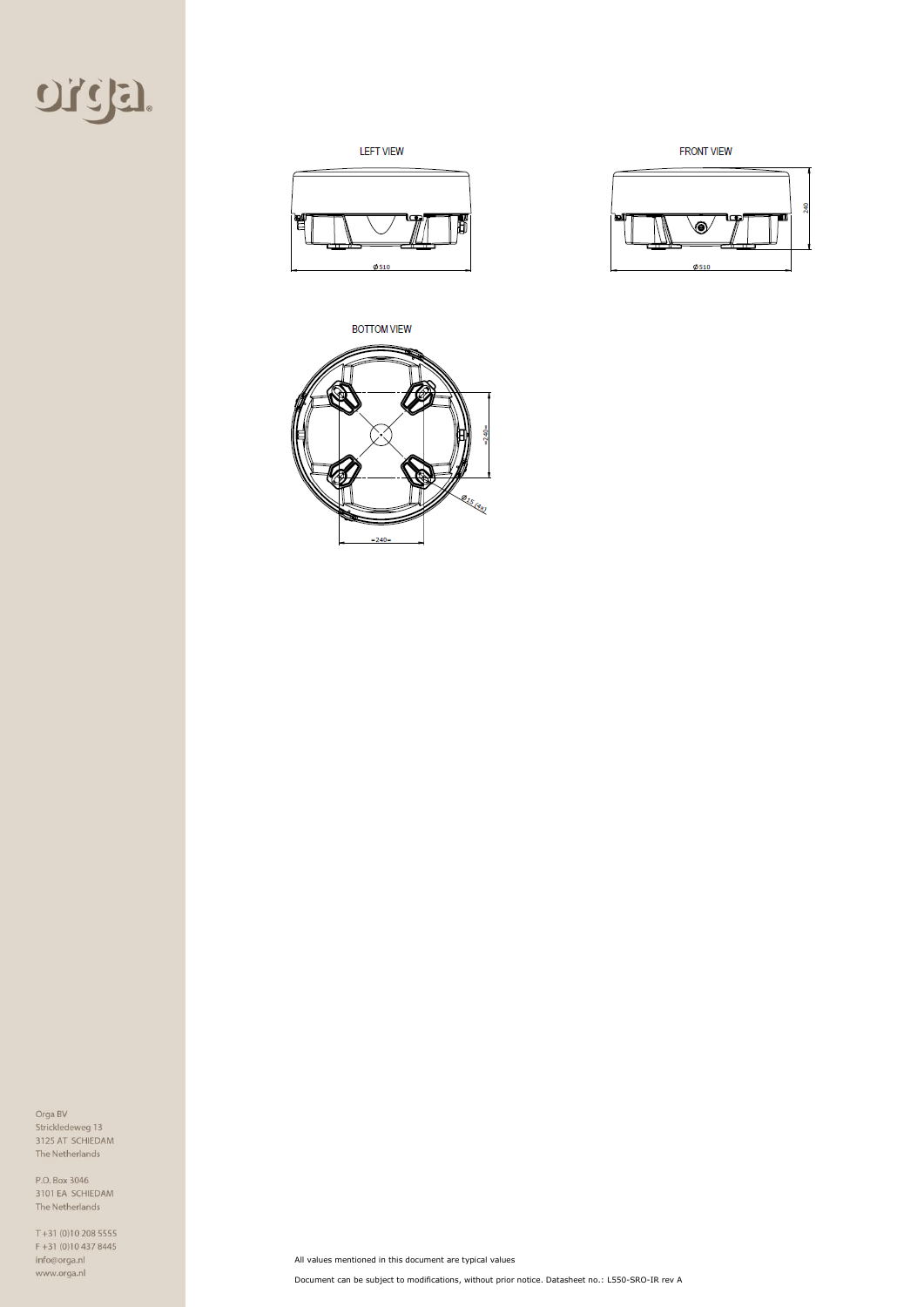LEFT VIEW

Ø510

FRONT VIEW

Ø510

240

BOTTOM VIEW

240

240

Ø15 (4x)

Orga BV
Strickledeweg 13
3125 AT SCHIEDAM
The Netherlands

P.O. Box 3046
3101 EA SCHIEDAM
The Netherlands

T +31 (0)10 208 5555
F +31 (0)10 437 8445
info@orga.nl
www.orga.nl

All values mentioned in this document are typical values

Document can be subject to modifications, without prior notice. Datasheet no.: L550-SRO-IR rev A